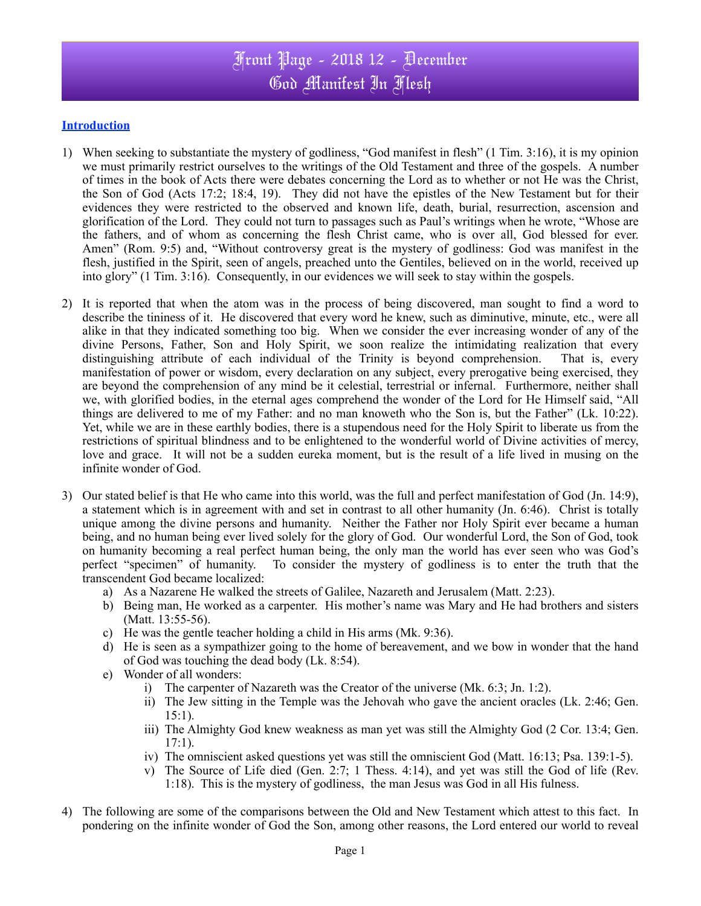# Front Page - 2018 12 - December
# God Manifest In Flesh

**Introduction**

1) When seeking to substantiate the mystery of godliness, "God manifest in flesh" (1 Tim. 3:16), it is my opinion we must primarily restrict ourselves to the writings of the Old Testament and three of the gospels. A number of times in the book of Acts there were debates concerning the Lord as to whether or not He was the Christ, the Son of God (Acts 17:2; 18:4, 19). They did not have the epistles of the New Testament but for their evidences they were restricted to the observed and known life, death, burial, resurrection, ascension and glorification of the Lord. They could not turn to passages such as Paul's writings when he wrote, "Whose are the fathers, and of whom as concerning the flesh Christ came, who is over all, God blessed for ever. Amen" (Rom. 9:5) and, "Without controversy great is the mystery of godliness: God was manifest in the flesh, justified in the Spirit, seen of angels, preached unto the Gentiles, believed on in the world, received up into glory" (1 Tim. 3:16). Consequently, in our evidences we will seek to stay within the gospels.

2) It is reported that when the atom was in the process of being discovered, man sought to find a word to describe the tininess of it. He discovered that every word he knew, such as diminutive, minute, etc., were all alike in that they indicated something too big. When we consider the ever increasing wonder of any of the divine Persons, Father, Son and Holy Spirit, we soon realize the intimidating realization that every distinguishing attribute of each individual of the Trinity is beyond comprehension. That is, every manifestation of power or wisdom, every declaration on any subject, every prerogative being exercised, they are beyond the comprehension of any mind be it celestial, terrestrial or infernal. Furthermore, neither shall we, with glorified bodies, in the eternal ages comprehend the wonder of the Lord for He Himself said, "All things are delivered to me of my Father: and no man knoweth who the Son is, but the Father" (Lk. 10:22). Yet, while we are in these earthly bodies, there is a stupendous need for the Holy Spirit to liberate us from the restrictions of spiritual blindness and to be enlightened to the wonderful world of Divine activities of mercy, love and grace. It will not be a sudden eureka moment, but is the result of a life lived in musing on the infinite wonder of God.

3) Our stated belief is that He who came into this world, was the full and perfect manifestation of God (Jn. 14:9), a statement which is in agreement with and set in contrast to all other humanity (Jn. 6:46). Christ is totally unique among the divine persons and humanity. Neither the Father nor Holy Spirit ever became a human being, and no human being ever lived solely for the glory of God. Our wonderful Lord, the Son of God, took on humanity becoming a real perfect human being, the only man the world has ever seen who was God's perfect "specimen" of humanity. To consider the mystery of godliness is to enter the truth that the transcendent God became localized:
   a) As a Nazarene He walked the streets of Galilee, Nazareth and Jerusalem (Matt. 2:23).
   b) Being man, He worked as a carpenter. His mother's name was Mary and He had brothers and sisters (Matt. 13:55-56).
   c) He was the gentle teacher holding a child in His arms (Mk. 9:36).
   d) He is seen as a sympathizer going to the home of bereavement, and we bow in wonder that the hand of God was touching the dead body (Lk. 8:54).
   e) Wonder of all wonders:
      i) The carpenter of Nazareth was the Creator of the universe (Mk. 6:3; Jn. 1:2).
      ii) The Jew sitting in the Temple was the Jehovah who gave the ancient oracles (Lk. 2:46; Gen. 15:1).
      iii) The Almighty God knew weakness as man yet was still the Almighty God (2 Cor. 13:4; Gen. 17:1).
      iv) The omniscient asked questions yet was still the omniscient God (Matt. 16:13; Psa. 139:1-5).
      v) The Source of Life died (Gen. 2:7; 1 Thess. 4:14), and yet was still the God of life (Rev. 1:18). This is the mystery of godliness, the man Jesus was God in all His fulness.

4) The following are some of the comparisons between the Old and New Testament which attest to this fact. In pondering on the infinite wonder of God the Son, among other reasons, the Lord entered our world to reveal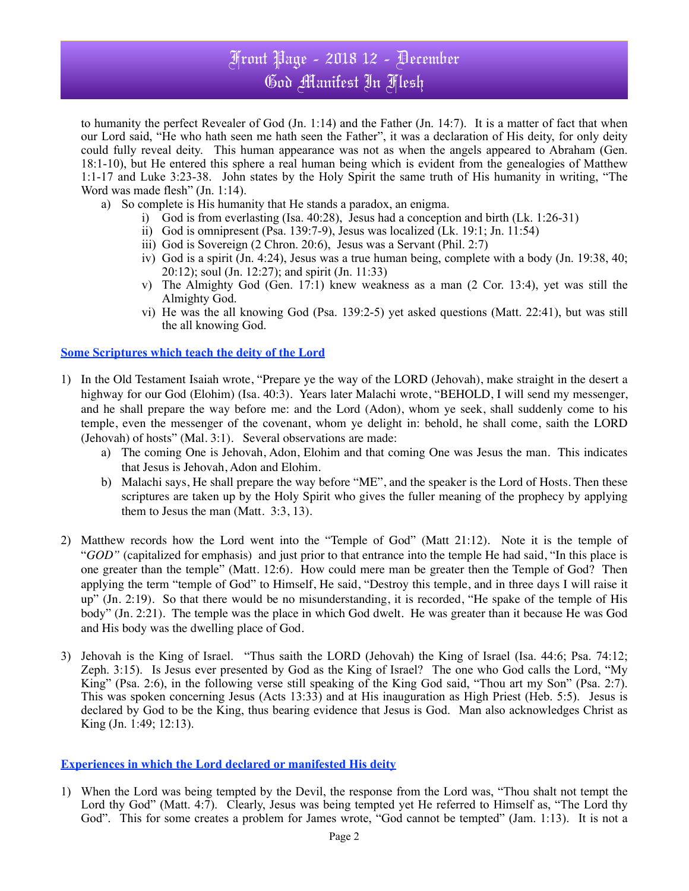to humanity the perfect Revealer of God (Jn. 1:14) and the Father (Jn. 14:7). It is a matter of fact that when our Lord said, "He who hath seen me hath seen the Father", it was a declaration of His deity, for only deity could fully reveal deity. This human appearance was not as when the angels appeared to Abraham (Gen. 18:1-10), but He entered this sphere a real human being which is evident from the genealogies of Matthew 1:1-17 and Luke 3:23-38. John states by the Holy Spirit the same truth of His humanity in writing, "The Word was made flesh" (Jn. 1:14).

a) So complete is His humanity that He stands a paradox, an enigma.
   - i) God is from everlasting (Isa. 40:28), Jesus had a conception and birth (Lk. 1:26-31)
   - ii) God is omnipresent (Psa. 139:7-9), Jesus was localized (Lk. 19:1; Jn. 11:54)
   - iii) God is Sovereign (2 Chron. 20:6), Jesus was a Servant (Phil. 2:7)
   - iv) God is a spirit (Jn. 4:24), Jesus was a true human being, complete with a body (Jn. 19:38, 40; 20:12); soul (Jn. 12:27); and spirit (Jn. 11:33)
   - v) The Almighty God (Gen. 17:1) knew weakness as a man (2 Cor. 13:4), yet was still the Almighty God.
   - vi) He was the all knowing God (Psa. 139:2-5) yet asked questions (Matt. 22:41), but was still the all knowing God.

## Some Scriptures which teach the deity of the Lord

1) In the Old Testament Isaiah wrote, "Prepare ye the way of the LORD (Jehovah), make straight in the desert a highway for our God (Elohim) (Isa. 40:3). Years later Malachi wrote, "BEHOLD, I will send my messenger, and he shall prepare the way before me: and the Lord (Adon), whom ye seek, shall suddenly come to his temple, even the messenger of the covenant, whom ye delight in: behold, he shall come, saith the LORD (Jehovah) of hosts" (Mal. 3:1). Several observations are made:
   - a) The coming One is Jehovah, Adon, Elohim and that coming One was Jesus the man. This indicates that Jesus is Jehovah, Adon and Elohim.
   - b) Malachi says, He shall prepare the way before "ME", and the speaker is the Lord of Hosts. Then these scriptures are taken up by the Holy Spirit who gives the fuller meaning of the prophecy by applying them to Jesus the man (Matt. 3:3, 13).

2) Matthew records how the Lord went into the "Temple of God" (Matt 21:12). Note it is the temple of "*GOD"* (capitalized for emphasis) and just prior to that entrance into the temple He had said, "In this place is one greater than the temple" (Matt. 12:6). How could mere man be greater then the Temple of God? Then applying the term "temple of God" to Himself, He said, "Destroy this temple, and in three days I will raise it up" (Jn. 2:19). So that there would be no misunderstanding, it is recorded, "He spake of the temple of His body" (Jn. 2:21). The temple was the place in which God dwelt. He was greater than it because He was God and His body was the dwelling place of God.

3) Jehovah is the King of Israel. "Thus saith the LORD (Jehovah) the King of Israel (Isa. 44:6; Psa. 74:12; Zeph. 3:15). Is Jesus ever presented by God as the King of Israel? The one who God calls the Lord, "My King" (Psa. 2:6), in the following verse still speaking of the King God said, "Thou art my Son" (Psa. 2:7). This was spoken concerning Jesus (Acts 13:33) and at His inauguration as High Priest (Heb. 5:5). Jesus is declared by God to be the King, thus bearing evidence that Jesus is God. Man also acknowledges Christ as King (Jn. 1:49; 12:13).

## Experiences in which the Lord declared or manifested His deity

1) When the Lord was being tempted by the Devil, the response from the Lord was, "Thou shalt not tempt the Lord thy God" (Matt. 4:7). Clearly, Jesus was being tempted yet He referred to Himself as, "The Lord thy God". This for some creates a problem for James wrote, "God cannot be tempted" (Jam. 1:13). It is not a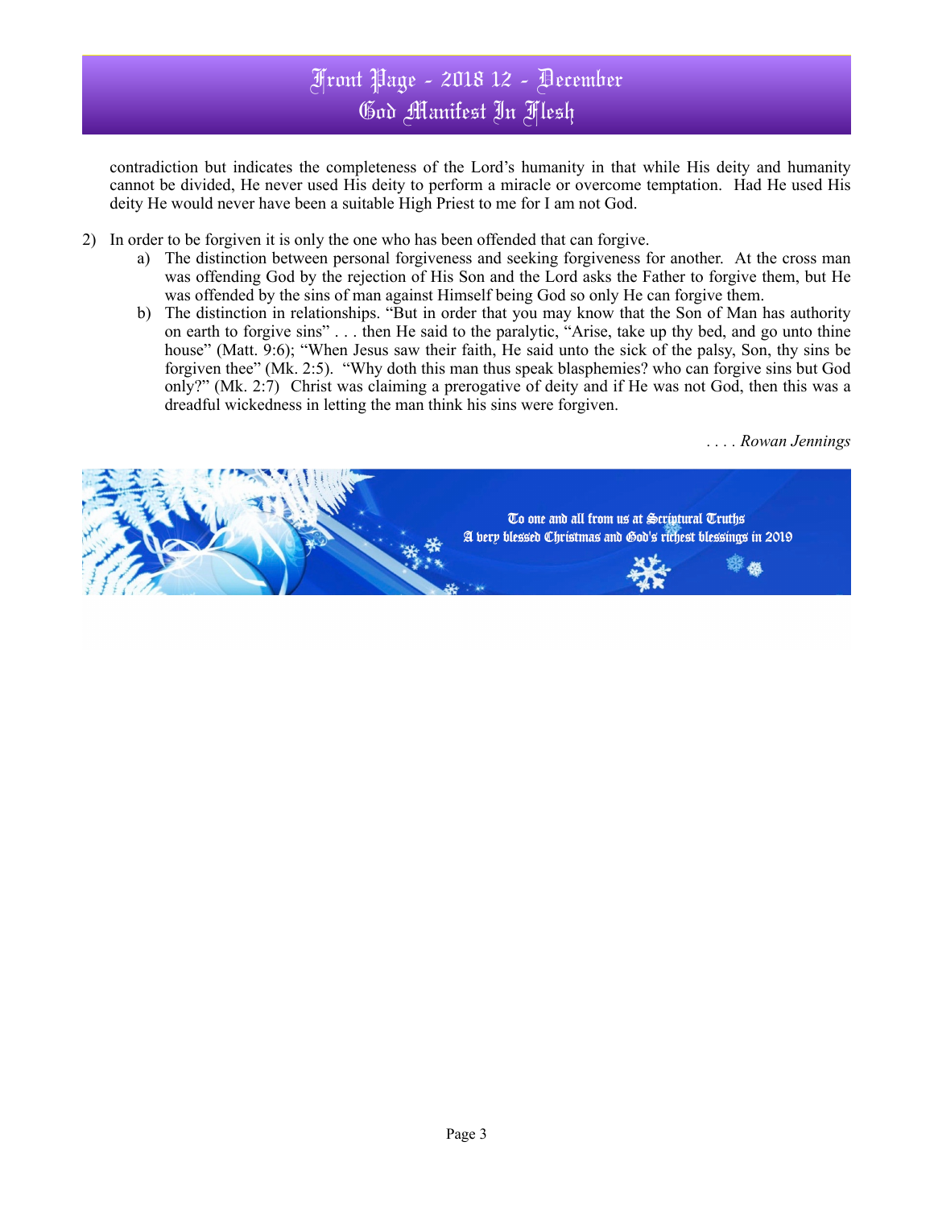contradiction but indicates the completeness of the Lord's humanity in that while His deity and humanity cannot be divided, He never used His deity to perform a miracle or overcome temptation. Had He used His deity He would never have been a suitable High Priest to me for I am not God.

2) In order to be forgiven it is only the one who has been offended that can forgive.
   a) The distinction between personal forgiveness and seeking forgiveness for another. At the cross man was offending God by the rejection of His Son and the Lord asks the Father to forgive them, but He was offended by the sins of man against Himself being God so only He can forgive them.
   b) The distinction in relationships. "But in order that you may know that the Son of Man has authority on earth to forgive sins" . . . then He said to the paralytic, "Arise, take up thy bed, and go unto thine house" (Matt. 9:6); "When Jesus saw their faith, He said unto the sick of the palsy, Son, thy sins be forgiven thee" (Mk. 2:5). "Why doth this man thus speak blasphemies? who can forgive sins but God only?" (Mk. 2:7) Christ was claiming a prerogative of deity and if He was not God, then this was a dreadful wickedness in letting the man think his sins were forgiven.

*. . . . Rowan Jennings*

To one and all from us at Scriptural Truths
A very blessed Christmas and God's richest blessings in 2019